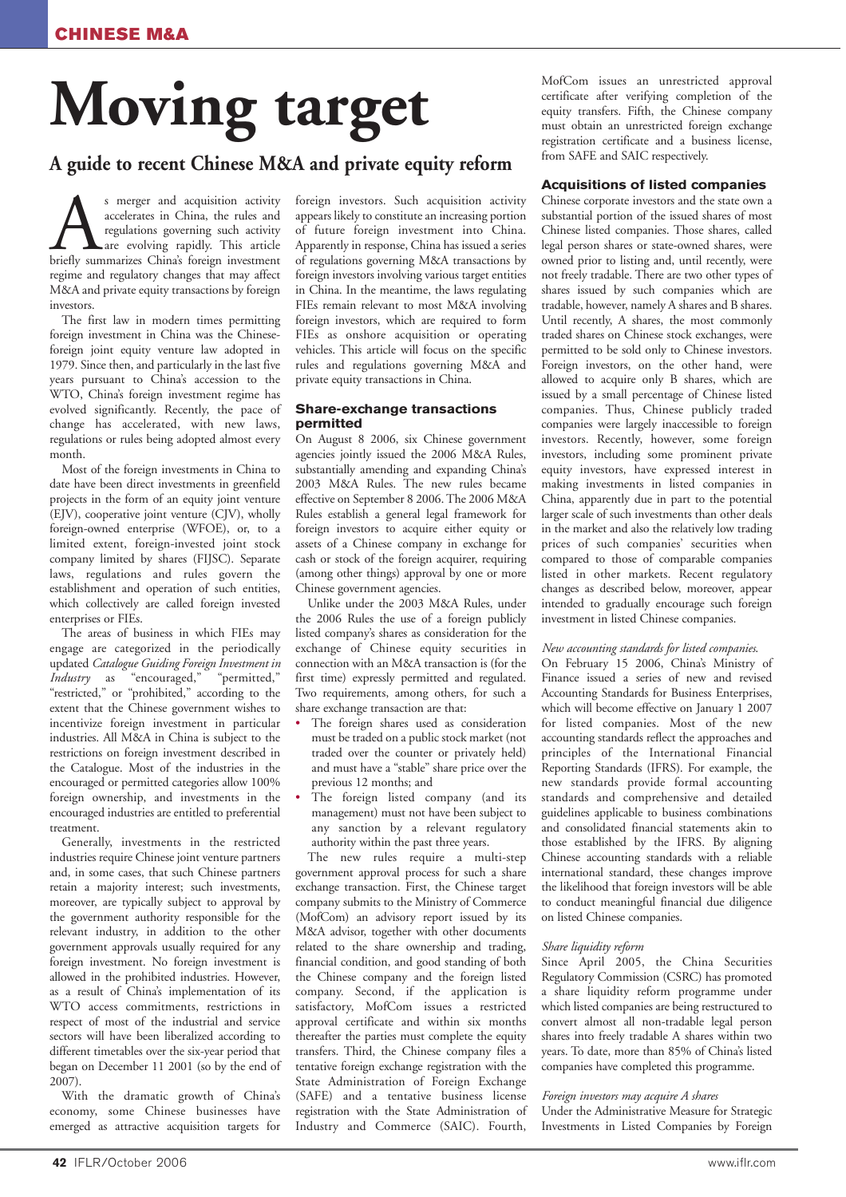# Moving target

## A guide to recent Chinese M&A and private equity reform

As merger and acquisition activity accelerates in China, the rules and regulations governing such activity are evolving rapidly. This article briefly summarizes China's foreign investment regime and regulatory changes that may affect M&A and private equity transactions by foreign investors.

The first law in modern times permitting foreign investment in China was the Chinese-foreign joint equity venture law adopted in 1979. Since then, and particularly in the last five years pursuant to China's accession to the WTO, China's foreign investment regime has evolved significantly. Recently, the pace of change has accelerated, with new laws, regulations or rules being adopted almost every month.

Most of the foreign investments in China to date have been direct investments in greenfield projects in the form of an equity joint venture (EJV), cooperative joint venture (CJV), wholly foreign-owned enterprise (WFOE), or, to a limited extent, foreign-invested joint stock company limited by shares (FIJSC). Separate laws, regulations and rules govern the establishment and operation of such entities, which collectively are called foreign invested enterprises or FIEs.

The areas of business in which FIEs may engage are categorized in the periodically updated *Catalogue Guiding Foreign Investment in Industry* as "encouraged," "permitted," "restricted," or "prohibited," according to the extent that the Chinese government wishes to incentivize foreign investment in particular industries. All M&A in China is subject to the restrictions on foreign investment described in the Catalogue. Most of the industries in the encouraged or permitted categories allow 100% foreign ownership, and investments in the encouraged industries are entitled to preferential treatment.

Generally, investments in the restricted industries require Chinese joint venture partners and, in some cases, that such Chinese partners retain a majority interest; such investments, moreover, are typically subject to approval by the government authority responsible for the relevant industry, in addition to the other government approvals usually required for any foreign investment. No foreign investment is allowed in the prohibited industries. However, as a result of China's implementation of its WTO access commitments, restrictions in respect of most of the industrial and service sectors will have been liberalized according to different timetables over the six-year period that began on December 11 2001 (so by the end of 2007).

With the dramatic growth of China's economy, some Chinese businesses have emerged as attractive acquisition targets for foreign investors. Such acquisition activity appears likely to constitute an increasing portion of future foreign investment into China. Apparently in response, China has issued a series of regulations governing M&A transactions by foreign investors involving various target entities in China. In the meantime, the laws regulating FIEs remain relevant to most M&A involving foreign investors, which are required to form FIEs as onshore acquisition or operating vehicles. This article will focus on the specific rules and regulations governing M&A and private equity transactions in China.

### Share-exchange transactions permitted

On August 8 2006, six Chinese government agencies jointly issued the 2006 M&A Rules, substantially amending and expanding China's 2003 M&A Rules. The new rules became effective on September 8 2006. The 2006 M&A Rules establish a general legal framework for foreign investors to acquire either equity or assets of a Chinese company in exchange for cash or stock of the foreign acquirer, requiring (among other things) approval by one or more Chinese government agencies.

Unlike under the 2003 M&A Rules, under the 2006 Rules the use of a foreign publicly listed company's shares as consideration for the exchange of Chinese equity securities in connection with an M&A transaction is (for the first time) expressly permitted and regulated. Two requirements, among others, for such a share exchange transaction are that:

- The foreign shares used as consideration must be traded on a public stock market (not traded over the counter or privately held) and must have a "stable" share price over the previous 12 months; and
- The foreign listed company (and its management) must not have been subject to any sanction by a relevant regulatory authority within the past three years.

The new rules require a multi-step government approval process for such a share exchange transaction. First, the Chinese target company submits to the Ministry of Commerce (MofCom) an advisory report issued by its M&A advisor, together with other documents related to the share ownership and trading, financial condition, and good standing of both the Chinese company and the foreign listed company. Second, if the application is satisfactory, MofCom issues a restricted approval certificate and within six months thereafter the parties must complete the equity transfers. Third, the Chinese company files a tentative foreign exchange registration with the State Administration of Foreign Exchange (SAFE) and a tentative business license registration with the State Administration of Industry and Commerce (SAIC). Fourth, MofCom issues an unrestricted approval certificate after verifying completion of the equity transfers. Fifth, the Chinese company must obtain an unrestricted foreign exchange registration certificate and a business license, from SAFE and SAIC respectively.

### Acquisitions of listed companies

Chinese corporate investors and the state own a substantial portion of the issued shares of most Chinese listed companies. Those shares, called legal person shares or state-owned shares, were owned prior to listing and, until recently, were not freely tradable. There are two other types of shares issued by such companies which are tradable, however, namely A shares and B shares. Until recently, A shares, the most commonly traded shares on Chinese stock exchanges, were permitted to be sold only to Chinese investors. Foreign investors, on the other hand, were allowed to acquire only B shares, which are issued by a small percentage of Chinese listed companies. Thus, Chinese publicly traded companies were largely inaccessible to foreign investors. Recently, however, some foreign investors, including some prominent private equity investors, have expressed interest in making investments in listed companies in China, apparently due in part to the potential larger scale of such investments than other deals in the market and also the relatively low trading prices of such companies' securities when compared to those of comparable companies listed in other markets. Recent regulatory changes as described below, moreover, appear intended to gradually encourage such foreign investment in listed Chinese companies.

*New accounting standards for listed companies.*

On February 15 2006, China's Ministry of Finance issued a series of new and revised Accounting Standards for Business Enterprises, which will become effective on January 1 2007 for listed companies. Most of the new accounting standards reflect the approaches and principles of the International Financial Reporting Standards (IFRS). For example, the new standards provide formal accounting standards and comprehensive and detailed guidelines applicable to business combinations and consolidated financial statements akin to those established by the IFRS. By aligning Chinese accounting standards with a reliable international standard, these changes improve the likelihood that foreign investors will be able to conduct meaningful financial due diligence on listed Chinese companies.

*Share liquidity reform*

Since April 2005, the China Securities Regulatory Commission (CSRC) has promoted a share liquidity reform programme under which listed companies are being restructured to convert almost all non-tradable legal person shares into freely tradable A shares within two years. To date, more than 85% of China's listed companies have completed this programme.

*Foreign investors may acquire A shares*

Under the Administrative Measure for Strategic Investments in Listed Companies by Foreign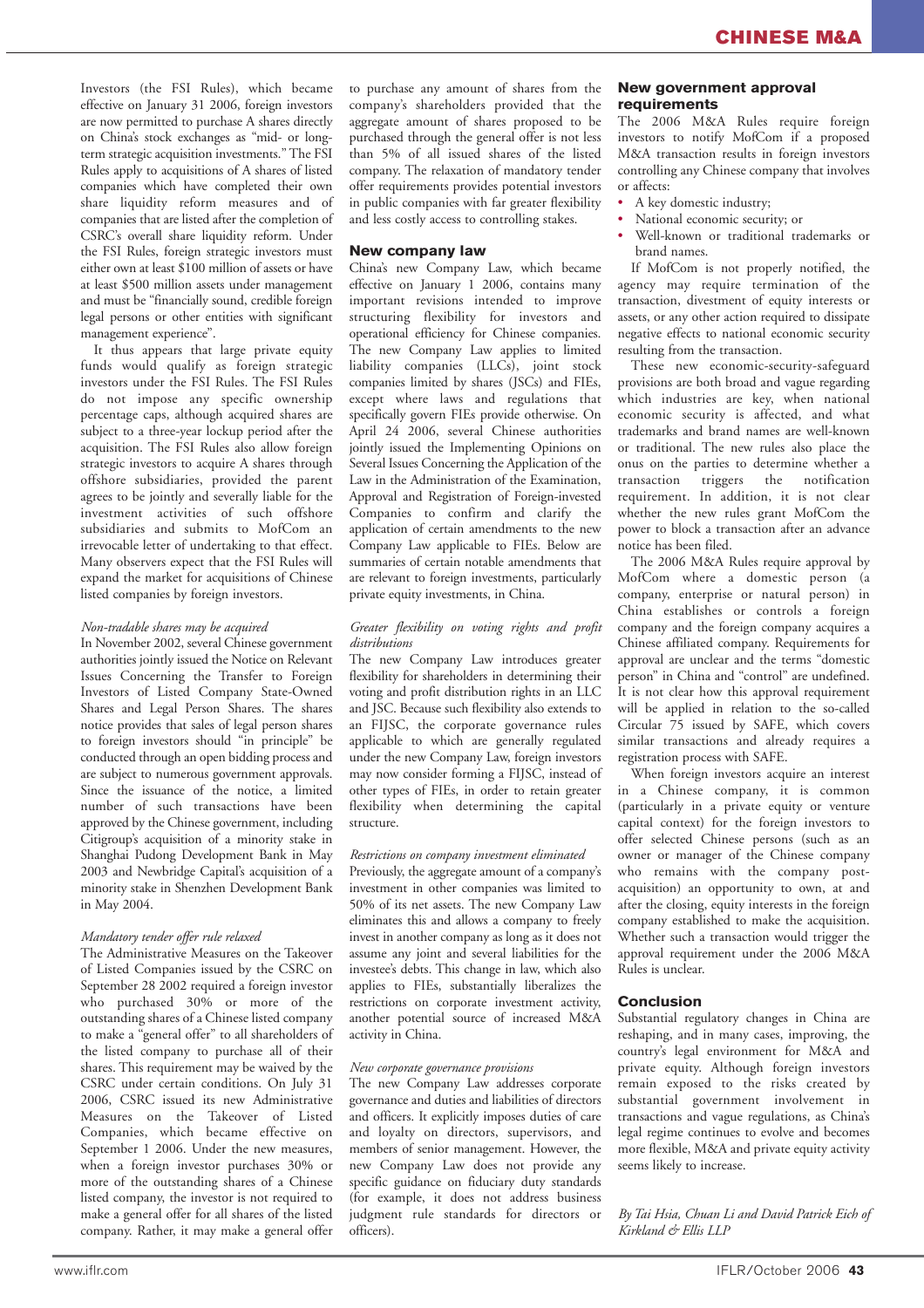Investors (the FSI Rules), which became effective on January 31 2006, foreign investors are now permitted to purchase A shares directly on China's stock exchanges as "mid- or long-term strategic acquisition investments." The FSI Rules apply to acquisitions of A shares of listed companies which have completed their own share liquidity reform measures and of companies that are listed after the completion of CSRC's overall share liquidity reform. Under the FSI Rules, foreign strategic investors must either own at least $100 million of assets or have at least $500 million assets under management and must be "financially sound, credible foreign legal persons or other entities with significant management experience".

It thus appears that large private equity funds would qualify as foreign strategic investors under the FSI Rules. The FSI Rules do not impose any specific ownership percentage caps, although acquired shares are subject to a three-year lockup period after the acquisition. The FSI Rules also allow foreign strategic investors to acquire A shares through offshore subsidiaries, provided the parent agrees to be jointly and severally liable for the investment activities of such offshore subsidiaries and submits to MofCom an irrevocable letter of undertaking to that effect. Many observers expect that the FSI Rules will expand the market for acquisitions of Chinese listed companies by foreign investors.

*Non-tradable shares may be acquired*

In November 2002, several Chinese government authorities jointly issued the Notice on Relevant Issues Concerning the Transfer to Foreign Investors of Listed Company State-Owned Shares and Legal Person Shares. The shares notice provides that sales of legal person shares to foreign investors should "in principle" be conducted through an open bidding process and are subject to numerous government approvals. Since the issuance of the notice, a limited number of such transactions have been approved by the Chinese government, including Citigroup's acquisition of a minority stake in Shanghai Pudong Development Bank in May 2003 and Newbridge Capital's acquisition of a minority stake in Shenzhen Development Bank in May 2004.

*Mandatory tender offer rule relaxed*

The Administrative Measures on the Takeover of Listed Companies issued by the CSRC on September 28 2002 required a foreign investor who purchased 30% or more of the outstanding shares of a Chinese listed company to make a "general offer" to all shareholders of the listed company to purchase all of their shares. This requirement may be waived by the CSRC under certain conditions. On July 31 2006, CSRC issued its new Administrative Measures on the Takeover of Listed Companies, which became effective on September 1 2006. Under the new measures, when a foreign investor purchases 30% or more of the outstanding shares of a Chinese listed company, the investor is not required to make a general offer for all shares of the listed company. Rather, it may make a general offer to purchase any amount of shares from the company's shareholders provided that the aggregate amount of shares proposed to be purchased through the general offer is not less than 5% of all issued shares of the listed company. The relaxation of mandatory tender offer requirements provides potential investors in public companies with far greater flexibility and less costly access to controlling stakes.

## New company law

China's new Company Law, which became effective on January 1 2006, contains many important revisions intended to improve structuring flexibility for investors and operational efficiency for Chinese companies. The new Company Law applies to limited liability companies (LLCs), joint stock companies limited by shares (JSCs) and FIEs, except where laws and regulations that specifically govern FIEs provide otherwise. On April 24 2006, several Chinese authorities jointly issued the Implementing Opinions on Several Issues Concerning the Application of the Law in the Administration of the Examination, Approval and Registration of Foreign-invested Companies to confirm and clarify the application of certain amendments to the new Company Law applicable to FIEs. Below are summaries of certain notable amendments that are relevant to foreign investments, particularly private equity investments, in China.

*Greater flexibility on voting rights and profit distributions*

The new Company Law introduces greater flexibility for shareholders in determining their voting and profit distribution rights in an LLC and JSC. Because such flexibility also extends to an FIJSC, the corporate governance rules applicable to which are generally regulated under the new Company Law, foreign investors may now consider forming a FIJSC, instead of other types of FIEs, in order to retain greater flexibility when determining the capital structure.

*Restrictions on company investment eliminated*

Previously, the aggregate amount of a company's investment in other companies was limited to 50% of its net assets. The new Company Law eliminates this and allows a company to freely invest in another company as long as it does not assume any joint and several liabilities for the investee's debts. This change in law, which also applies to FIEs, substantially liberalizes the restrictions on corporate investment activity, another potential source of increased M&A activity in China.

*New corporate governance provisions*

The new Company Law addresses corporate governance and duties and liabilities of directors and officers. It explicitly imposes duties of care and loyalty on directors, supervisors, and members of senior management. However, the new Company Law does not provide any specific guidance on fiduciary duty standards (for example, it does not address business judgment rule standards for directors or officers).

## New government approval requirements

The 2006 M&A Rules require foreign investors to notify MofCom if a proposed M&A transaction results in foreign investors controlling any Chinese company that involves or affects:

- A key domestic industry;
- National economic security; or
- Well-known or traditional trademarks or brand names.

If MofCom is not properly notified, the agency may require termination of the transaction, divestment of equity interests or assets, or any other action required to dissipate negative effects to national economic security resulting from the transaction.

These new economic-security-safeguard provisions are both broad and vague regarding which industries are key, when national economic security is affected, and what trademarks and brand names are well-known or traditional. The new rules also place the onus on the parties to determine whether a transaction triggers the notification requirement. In addition, it is not clear whether the new rules grant MofCom the power to block a transaction after an advance notice has been filed.

The 2006 M&A Rules require approval by MofCom where a domestic person (a company, enterprise or natural person) in China establishes or controls a foreign company and the foreign company acquires a Chinese affiliated company. Requirements for approval are unclear and the terms "domestic person" in China and "control" are undefined. It is not clear how this approval requirement will be applied in relation to the so-called Circular 75 issued by SAFE, which covers similar transactions and already requires a registration process with SAFE.

When foreign investors acquire an interest in a Chinese company, it is common (particularly in a private equity or venture capital context) for the foreign investors to offer selected Chinese persons (such as an owner or manager of the Chinese company who remains with the company post-acquisition) an opportunity to own, at and after the closing, equity interests in the foreign company established to make the acquisition. Whether such a transaction would trigger the approval requirement under the 2006 M&A Rules is unclear.

## Conclusion

Substantial regulatory changes in China are reshaping, and in many cases, improving, the country's legal environment for M&A and private equity. Although foreign investors remain exposed to the risks created by substantial government involvement in transactions and vague regulations, as China's legal regime continues to evolve and becomes more flexible, M&A and private equity activity seems likely to increase.

*By Tai Hsia, Chuan Li and David Patrick Eich of Kirkland & Ellis LLP*